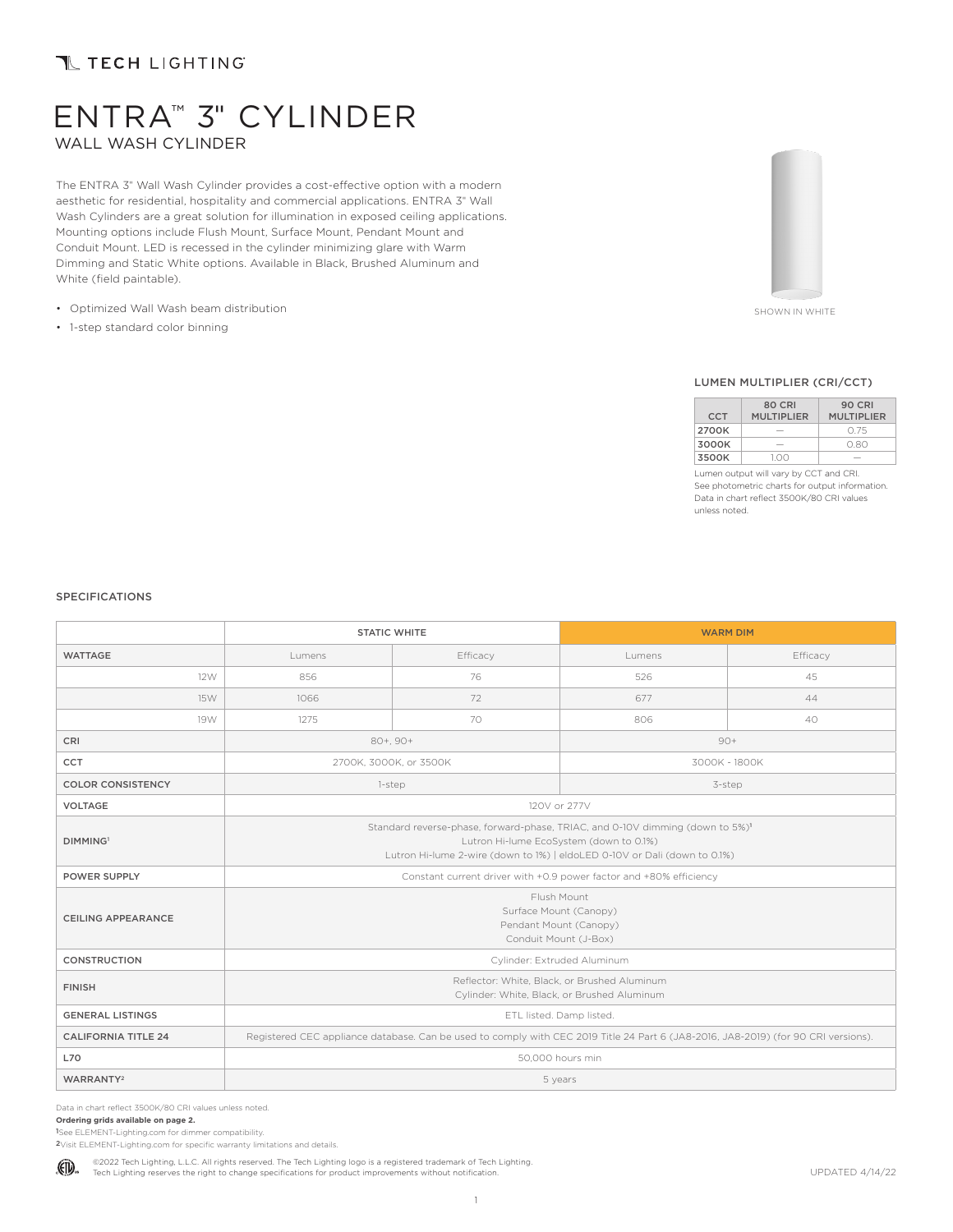TECH LIGHTING

# ENTRA™ 3" CYLINDER

## WALL WASH CYLINDER

The ENTRA 3" Wall Wash Cylinder provides a cost-effective option with a modern aesthetic for residential, hospitality and commercial applications. ENTRA 3" Wall Wash Cylinders are a great solution for illumination in exposed ceiling applications. Mounting options include Flush Mount, Surface Mount, Pendant Mount and Conduit Mount. LED is recessed in the cylinder minimizing glare with Warm Dimming and Static White options. Available in Black, Brushed Aluminum and White (field paintable).

- Optimized Wall Wash beam distribution
- 1-step standard color binning

SHOWN IN WHITE

### LUMEN MULTIPLIER (CRI/CCT)

| CCT | 80 CRI MULTIPLIER | 90 CRI MULTIPLIER |
|---|---|---|
| 2700K | — | 0.75 |
| 3000K | — | 0.80 |
| 3500K | 1.00 | — |

Lumen output will vary by CCT and CRI. See photometric charts for output information. Data in chart reflect 3500K/80 CRI values unless noted.

### SPECIFICATIONS

| | STATIC WHITE | | WARM DIM | |
|---|---|---|---|---|
| WATTAGE | Lumens | Efficacy | Lumens | Efficacy |
| 12W | 856 | 76 | 526 | 45 |
| 15W | 1066 | 72 | 677 | 44 |
| 19W | 1275 | 70 | 806 | 40 |
| CRI | 80+, 90+ | | 90+ | |
| CCT | 2700K, 3000K, or 3500K | | 3000K - 1800K | |
| COLOR CONSISTENCY | 1-step | | 3-step | |
| VOLTAGE | 120V or 277V | | | |
| DIMMING[1] | Standard reverse-phase, forward-phase, TRIAC, and 0-10V dimming (down to 5%)[1] Lutron Hi-lume EcoSystem (down to 0.1%) Lutron Hi-lume 2-wire (down to 1%) \| eldoLED 0-10V or Dali (down to 0.1%) | | | |
| POWER SUPPLY | Constant current driver with +0.9 power factor and +80% efficiency | | | |
| CEILING APPEARANCE | Flush Mount Surface Mount (Canopy) Pendant Mount (Canopy) Conduit Mount (J-Box) | | | |
| CONSTRUCTION | Cylinder: Extruded Aluminum | | | |
| FINISH | Reflector: White, Black, or Brushed Aluminum Cylinder: White, Black, or Brushed Aluminum | | | |
| GENERAL LISTINGS | ETL listed. Damp listed. | | | |
| CALIFORNIA TITLE 24 | Registered CEC appliance database. Can be used to comply with CEC 2019 Title 24 Part 6 (JA8-2016, JA8-2019) (for 90 CRI versions). | | | |
| L70 | 50,000 hours min | | | |
| WARRANTY[2] | 5 years | | | |

Data in chart reflect 3500K/80 CRI values unless noted.

**Ordering grids available on page 2.**

[1]See ELEMENT-Lighting.com for dimmer compatibility.

[2]Visit ELEMENT-Lighting.com for specific warranty limitations and details.

©2022 Tech Lighting, L.L.C. All rights reserved. The Tech Lighting logo is a registered trademark of Tech Lighting. Tech Lighting reserves the right to change specifications for product improvements without notification.

UPDATED 4/14/22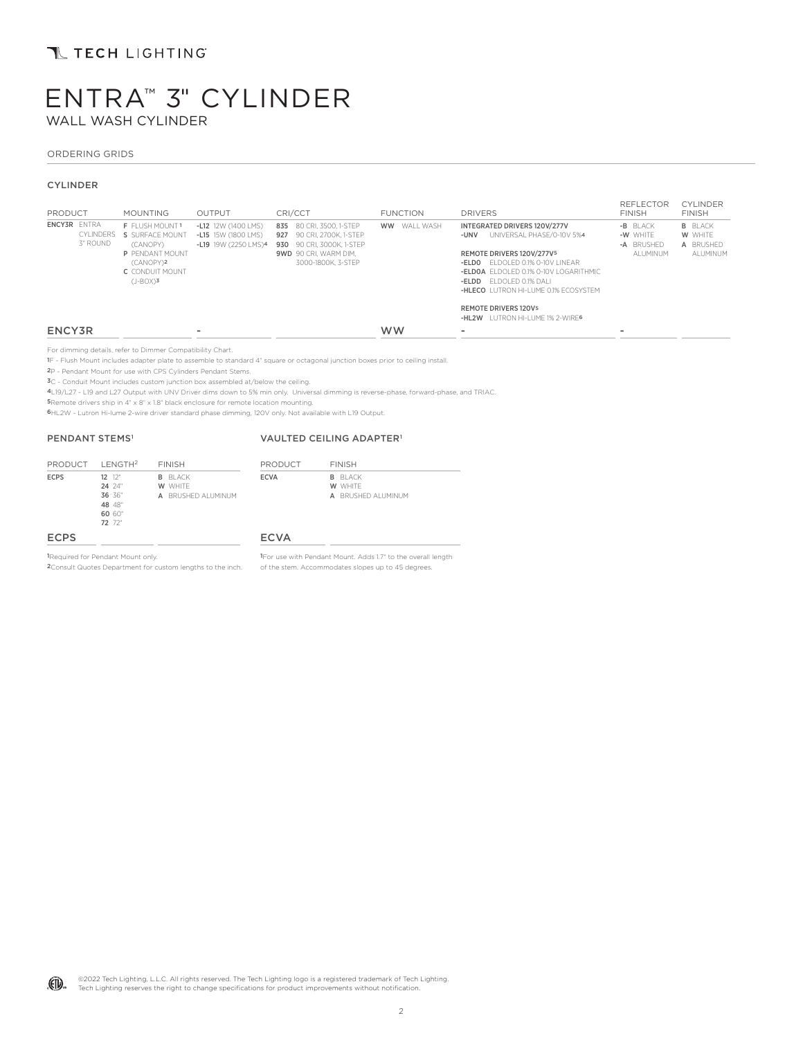# ENTRA™ 3" CYLINDER

WALL WASH CYLINDER

ORDERING GRIDS

### CYLINDER

| PRODUCT | MOUNTING | OUTPUT | CRI/CCT | FUNCTION | DRIVERS | REFLECTOR FINISH | CYLINDER FINISH |
|---|---|---|---|---|---|---|---|
| **ENCY3R** ENTRA CYLINDERS 3" ROUND | **F** FLUSH MOUNT[1]<br>**S** SURFACE MOUNT (CANOPY)<br>**P** PENDANT MOUNT (CANOPY)[2]<br>**C** CONDUIT MOUNT (J-BOX)[3] | **-L12** 12W (1400 LMS)<br>**-L15** 15W (1800 LMS)<br>**-L19** 19W (2250 LMS)[4] | **835** 80 CRI, 3500, 1-STEP<br>**927** 90 CRI, 2700K, 1-STEP<br>**930** 90 CRI, 3000K, 1-STEP<br>**9WD** 90 CRI, WARM DIM, 3000-1800K, 3-STEP | **WW** WALL WASH | **INTEGRATED DRIVERS 120V/277V**<br>**-UNV** UNIVERSAL PHASE/0-10V 5%[4]<br><br>**REMOTE DRIVERS 120V/277V[5]**<br>**-ELDO** ELDOLED 0.1% 0-10V LINEAR<br>**-ELDOA** ELDOLED 0.1% 0-10V LOGARITHMIC<br>**-ELDD** ELDOLED 0.1% DALI<br>**-HLECO** LUTRON HI-LUME 0.1% ECOSYSTEM<br><br>**REMOTE DRIVERS 120V[5]**<br>**-HL2W** LUTRON HI-LUME 1% 2-WIRE[6] | **-B** BLACK<br>**-W** WHITE<br>**-A** BRUSHED ALUMINUM | **B** BLACK<br>**W** WHITE<br>**A** BRUSHED ALUMINUM |
| ENCY3R | | - | | WW | - | - | |

For dimming details, refer to Dimmer Compatibility Chart.

[1]F - Flush Mount includes adapter plate to assemble to standard 4" square or octagonal junction boxes prior to ceiling install.

[2]P - Pendant Mount for use with CPS Cylinders Pendant Stems.

[3]C - Conduit Mount includes custom junction box assembled at/below the ceiling.

[4]L19/L27 - L19 and L27 Output with UNV Driver dims down to 5% min only. Universal dimming is reverse-phase, forward-phase, and TRIAC.

[5]Remote drivers ship in 4" x 8" x 1.8" black enclosure for remote location mounting.

[6]HL2W - Lutron Hi-lume 2-wire driver standard phase dimming, 120V only. Not available with L19 Output.

### PENDANT STEMS[1]

| PRODUCT | LENGTH[2] | FINISH |
|---|---|---|
| **ECPS** | **12** 12"<br>**24** 24"<br>**36** 36"<br>**48** 48"<br>**60** 60"<br>**72** 72" | **B** BLACK<br>**W** WHITE<br>**A** BRUSHED ALUMINUM |
| ECPS | | |

[1]Required for Pendant Mount only.

[2]Consult Quotes Department for custom lengths to the inch.

### VAULTED CEILING ADAPTER[1]

| PRODUCT | FINISH |
|---|---|
| **ECVA** | **B** BLACK<br>**W** WHITE<br>**A** BRUSHED ALUMINUM |
| ECVA | |

[1]For use with Pendant Mount. Adds 1.7" to the overall length of the stem. Accommodates slopes up to 45 degrees.

©2022 Tech Lighting, L.L.C. All rights reserved. The Tech Lighting logo is a registered trademark of Tech Lighting. Tech Lighting reserves the right to change specifications for product improvements without notification.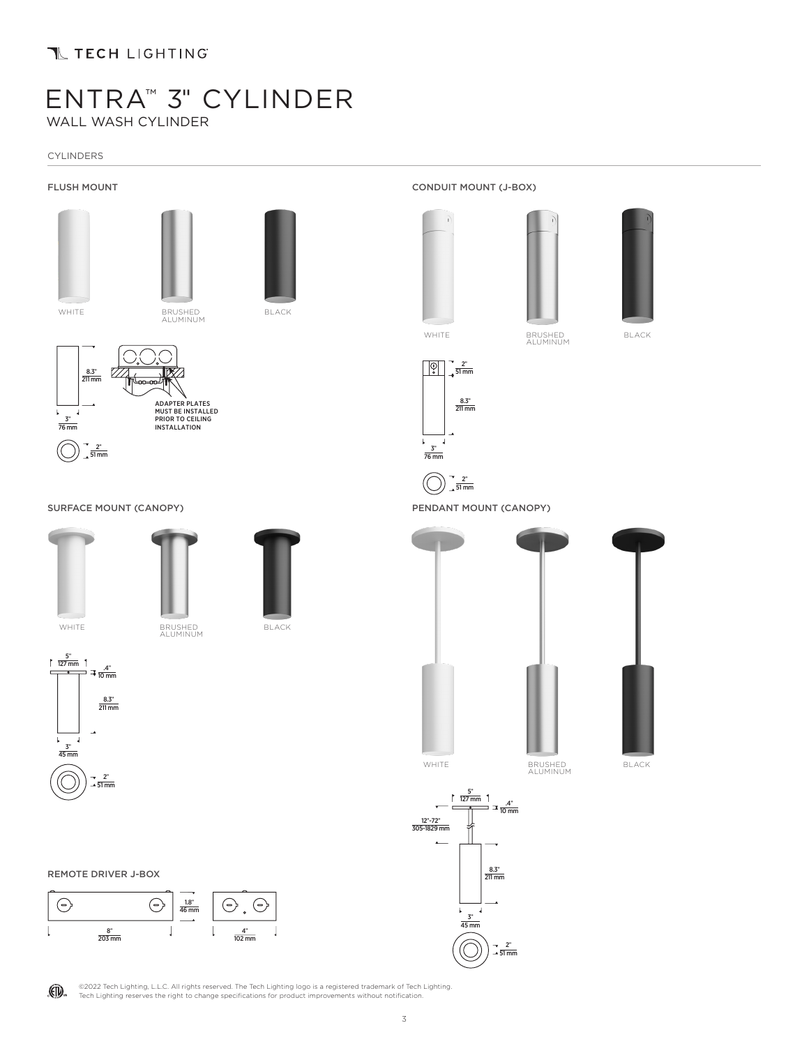TECH LIGHTING

# ENTRA™ 3" CYLINDER

WALL WASH CYLINDER

## CYLINDERS

### FLUSH MOUNT

WHITE

BRUSHED ALUMINUM

BLACK

8.3" 211 mm

3" 76 mm

2" 51 mm

ADAPTER PLATES MUST BE INSTALLED PRIOR TO CEILING INSTALLATION

### CONDUIT MOUNT (J-BOX)

WHITE

BRUSHED ALUMINUM

BLACK

2" 51 mm

8.3" 211 mm

3" 76 mm

2" 51 mm

### SURFACE MOUNT (CANOPY)

WHITE

BRUSHED ALUMINUM

BLACK

5" 127 mm

.4" 10 mm

8.3" 211 mm

3" 45 mm

2" 51 mm

### PENDANT MOUNT (CANOPY)

WHITE

BRUSHED ALUMINUM

BLACK

5" 127 mm

.4" 10 mm

12"-72" 305-1829 mm

8.3" 211 mm

3" 45 mm

2" 51 mm

### REMOTE DRIVER J-BOX

1.8" 46 mm

8" 203 mm

4" 102 mm

©2022 Tech Lighting, L.L.C. All rights reserved. The Tech Lighting logo is a registered trademark of Tech Lighting.
Tech Lighting reserves the right to change specifications for product improvements without notification.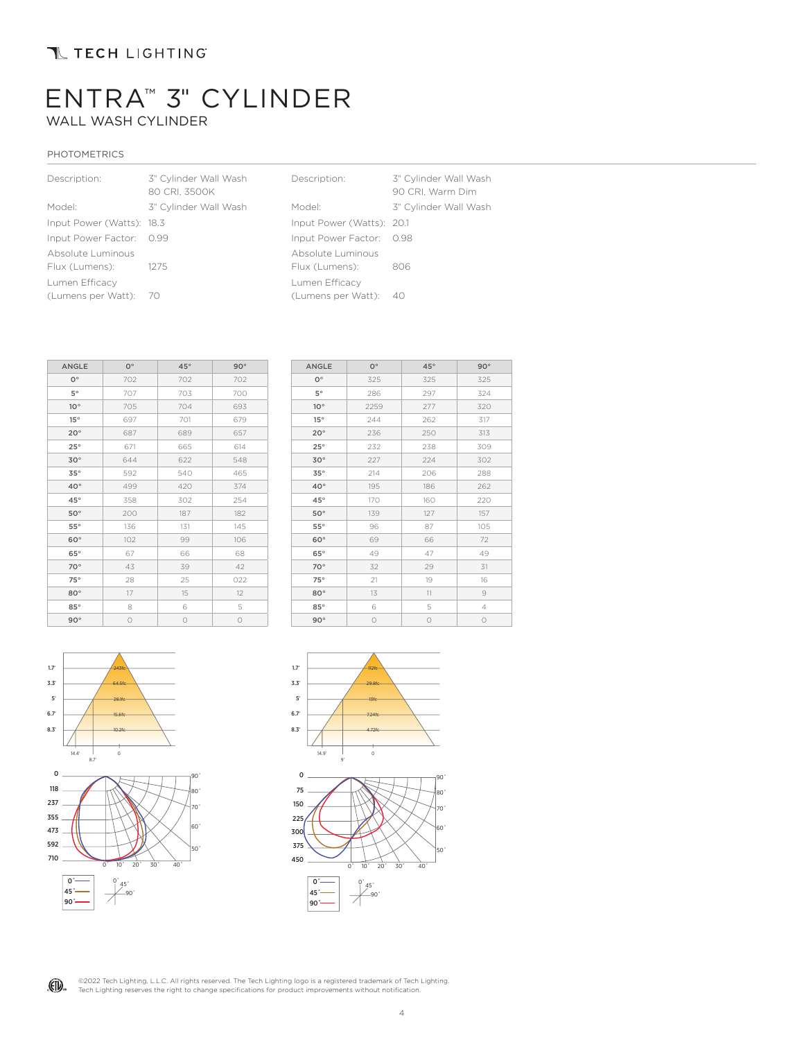# ENTRA™ 3" CYLINDER

WALL WASH CYLINDER

## PHOTOMETRICS

| | |
|---|---|
| Description: | 3" Cylinder Wall Wash 80 CRI, 3500K |
| Model: | 3" Cylinder Wall Wash |
| Input Power (Watts): | 18.3 |
| Input Power Factor: | 0.99 |
| Absolute Luminous Flux (Lumens): | 1275 |
| Lumen Efficacy (Lumens per Watt): | 70 |

| ANGLE | 0° | 45° | 90° |
|---|---|---|---|
| 0° | 702 | 702 | 702 |
| 5° | 707 | 703 | 700 |
| 10° | 705 | 704 | 693 |
| 15° | 697 | 701 | 679 |
| 20° | 687 | 689 | 657 |
| 25° | 671 | 665 | 614 |
| 30° | 644 | 622 | 548 |
| 35° | 592 | 540 | 465 |
| 40° | 499 | 420 | 374 |
| 45° | 358 | 302 | 254 |
| 50° | 200 | 187 | 182 |
| 55° | 136 | 131 | 145 |
| 60° | 102 | 99 | 106 |
| 65° | 67 | 66 | 68 |
| 70° | 43 | 39 | 42 |
| 75° | 28 | 25 | 022 |
| 80° | 17 | 15 | 12 |
| 85° | 8 | 6 | 5 |
| 90° | 0 | 0 | 0 |

| | |
|---|---|
| Description: | 3" Cylinder Wall Wash 90 CRI, Warm Dim |
| Model: | 3" Cylinder Wall Wash |
| Input Power (Watts): | 20.1 |
| Input Power Factor: | 0.98 |
| Absolute Luminous Flux (Lumens): | 806 |
| Lumen Efficacy (Lumens per Watt): | 40 |

| ANGLE | 0° | 45° | 90° |
|---|---|---|---|
| 0° | 325 | 325 | 325 |
| 5° | 286 | 297 | 324 |
| 10° | 2259 | 277 | 320 |
| 15° | 244 | 262 | 317 |
| 20° | 236 | 250 | 313 |
| 25° | 232 | 238 | 309 |
| 30° | 227 | 224 | 302 |
| 35° | 214 | 206 | 288 |
| 40° | 195 | 186 | 262 |
| 45° | 170 | 160 | 220 |
| 50° | 139 | 127 | 157 |
| 55° | 96 | 87 | 105 |
| 60° | 69 | 66 | 72 |
| 65° | 49 | 47 | 49 |
| 70° | 32 | 29 | 31 |
| 75° | 21 | 19 | 16 |
| 80° | 13 | 11 | 9 |
| 85° | 6 | 5 | 4 |
| 90° | 0 | 0 | 0 |

©2022 Tech Lighting, L.L.C. All rights reserved. The Tech Lighting logo is a registered trademark of Tech Lighting. Tech Lighting reserves the right to change specifications for product improvements without notification.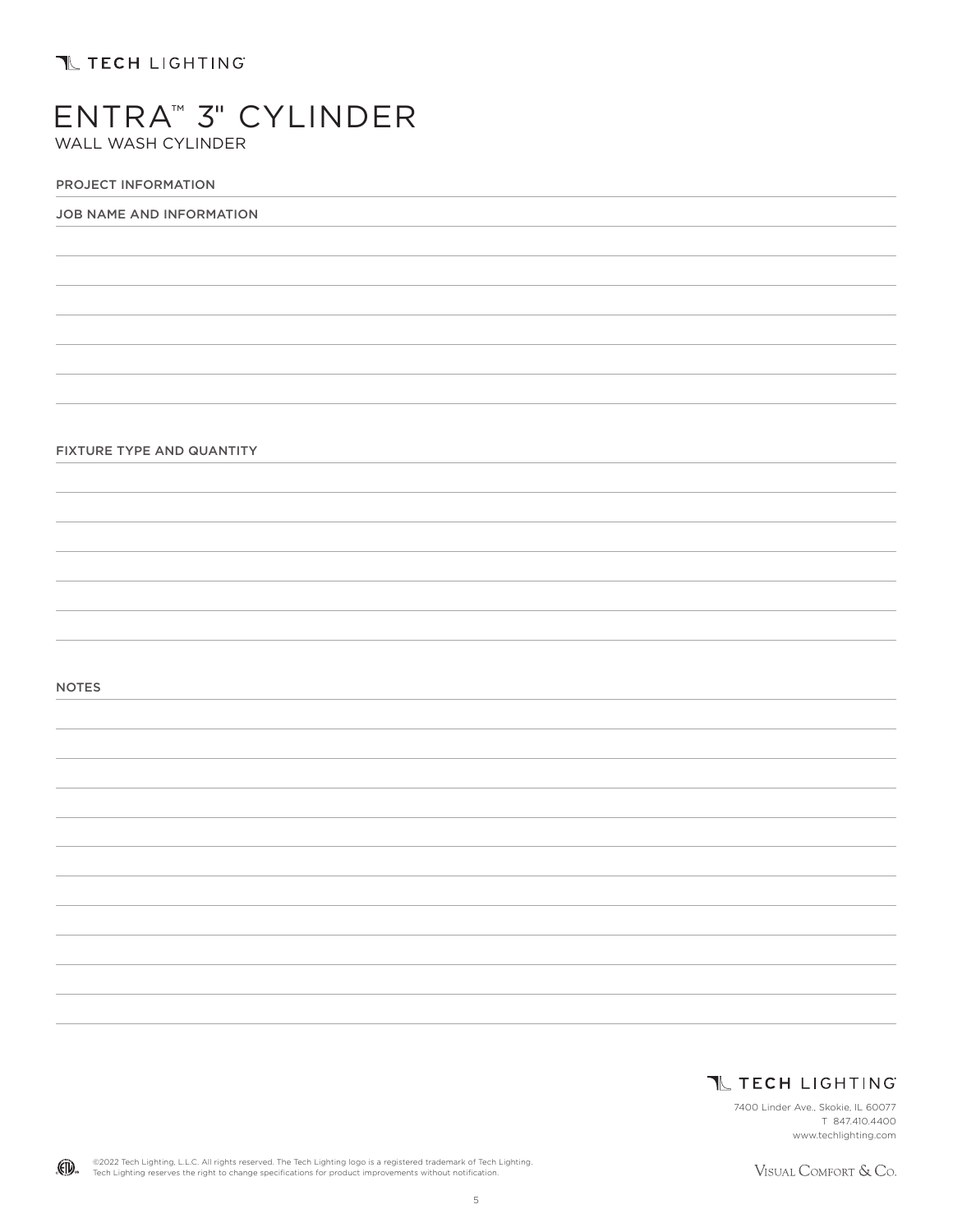TECH LIGHTING

# ENTRA™ 3" CYLINDER

WALL WASH CYLINDER

PROJECT INFORMATION

JOB NAME AND INFORMATION

FIXTURE TYPE AND QUANTITY

NOTES

TECH LIGHTING

7400 Linder Ave., Skokie, IL 60077
T 847.410.4400
www.techlighting.com

©2022 Tech Lighting, L.L.C. All rights reserved. The Tech Lighting logo is a registered trademark of Tech Lighting.
Tech Lighting reserves the right to change specifications for product improvements without notification.

Visual Comfort & Co.